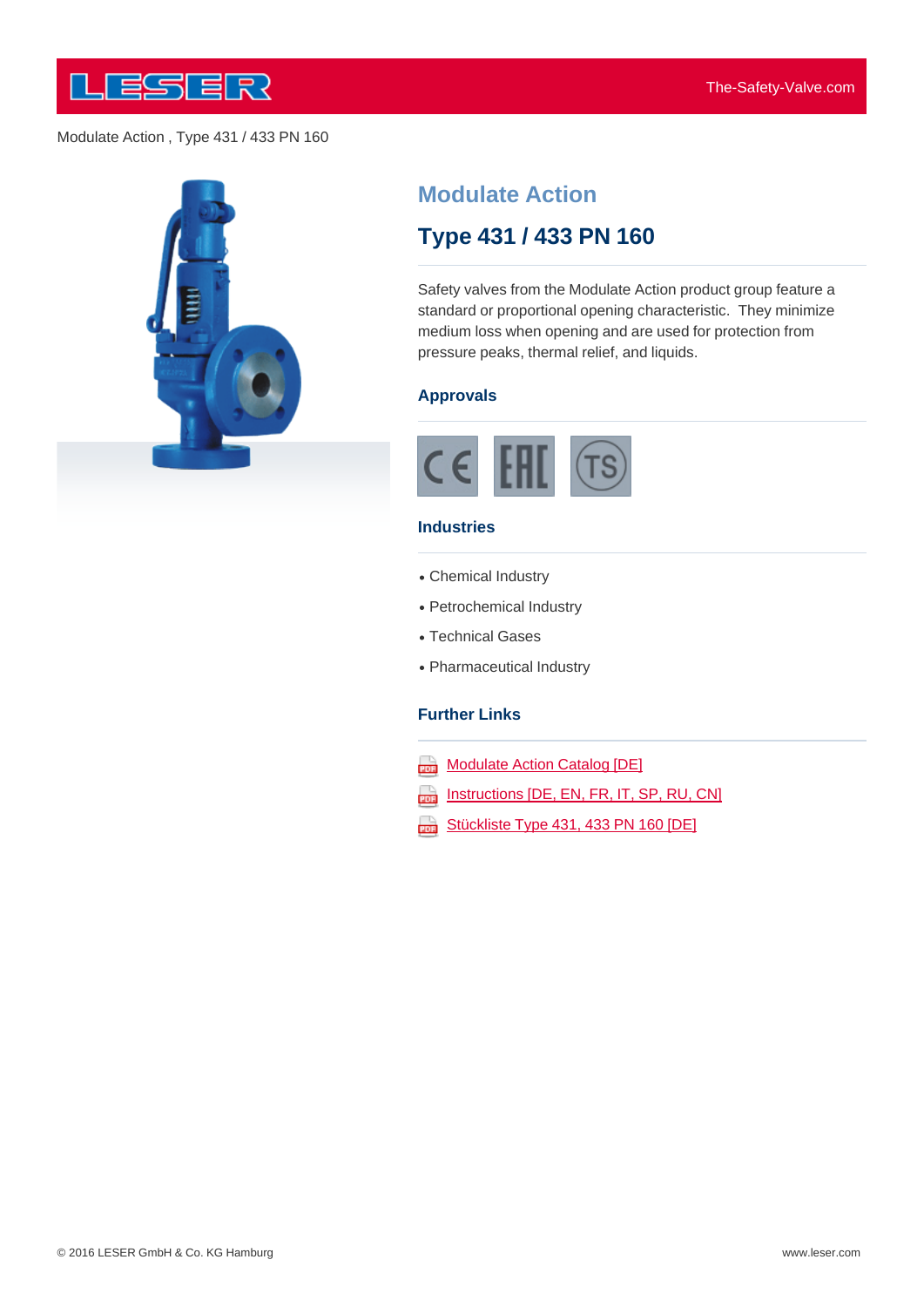Modulate Action , Type 431 / 433 PN 160

## Modulate Action

# Type 431 / 433 PN 160

Safety valves from the Modulate Action product group feature a standard or proportional opening characteristic. They minimize medium loss when opening and are used for protection from pressure peaks, thermal relief, and liquids.

### Approvals

CE EAC TS

### Industries

- Chemical Industry
- Petrochemical Industry
- Technical Gases
- Pharmaceutical Industry

### Further Links

- Modulate Action Catalog [DE]
- Instructions [DE, EN, FR, IT, SP, RU, CN]
- Stückliste Type 431, 433 PN 160 [DE]

© 2016 LESER GmbH & Co. KG Hamburg

www.leser.com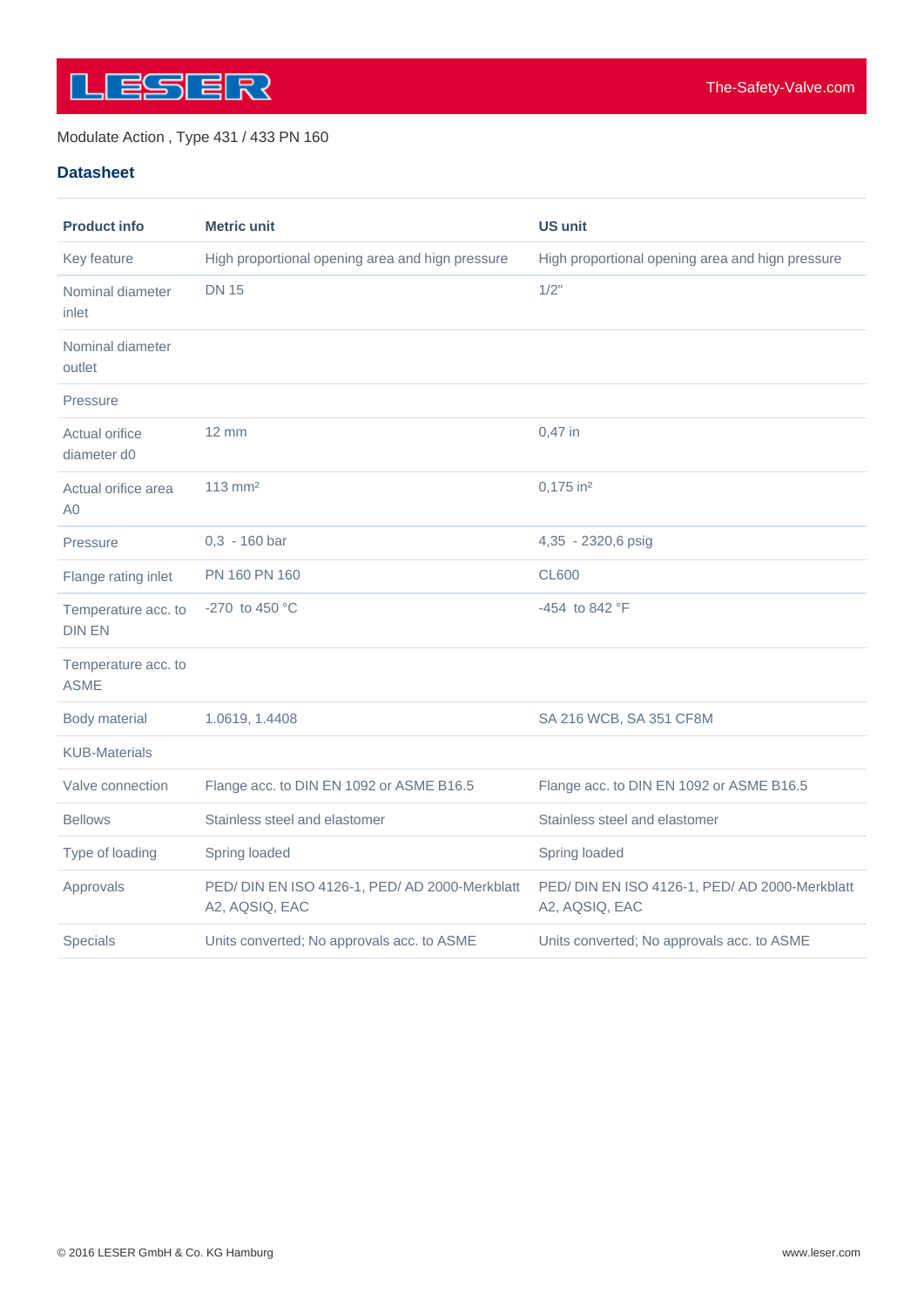Modulate Action , Type 431 / 433 PN 160

## Datasheet

| Product info | Metric unit | US unit |
|---|---|---|
| Key feature | High proportional opening area and hign pressure | High proportional opening area and hign pressure |
| Nominal diameter inlet | DN 15 | 1/2" |
| Nominal diameter outlet | | |
| Pressure | | |
| Actual orifice diameter d0 | 12 mm | 0,47 in |
| Actual orifice area A0 | 113 mm² | 0,175 in² |
| Pressure | 0,3 - 160 bar | 4,35 - 2320,6 psig |
| Flange rating inlet | PN 160 PN 160 | CL600 |
| Temperature acc. to DIN EN | -270 to 450 °C | -454 to 842 °F |
| Temperature acc. to ASME | | |
| Body material | 1.0619, 1.4408 | SA 216 WCB, SA 351 CF8M |
| KUB-Materials | | |
| Valve connection | Flange acc. to DIN EN 1092 or ASME B16.5 | Flange acc. to DIN EN 1092 or ASME B16.5 |
| Bellows | Stainless steel and elastomer | Stainless steel and elastomer |
| Type of loading | Spring loaded | Spring loaded |
| Approvals | PED/ DIN EN ISO 4126-1, PED/ AD 2000-Merkblatt A2, AQSIQ, EAC | PED/ DIN EN ISO 4126-1, PED/ AD 2000-Merkblatt A2, AQSIQ, EAC |
| Specials | Units converted; No approvals acc. to ASME | Units converted; No approvals acc. to ASME |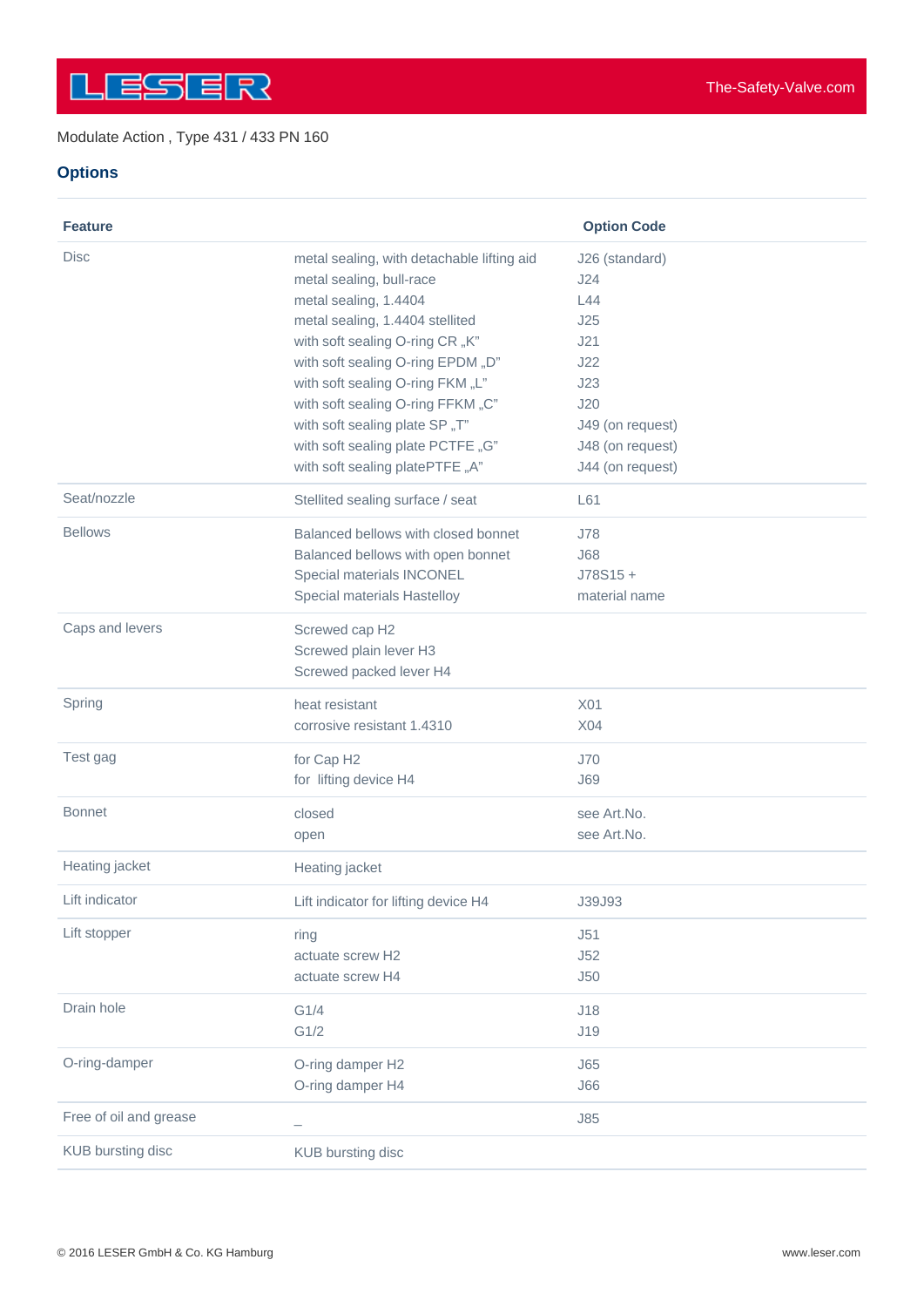Modulate Action , Type 431 / 433 PN 160

## Options

| Feature | | Option Code |
|---|---|---|
| Disc | metal sealing, with detachable lifting aid | J26 (standard) |
| | metal sealing, bull-race | J24 |
| | metal sealing, 1.4404 | L44 |
| | metal sealing, 1.4404 stellited | J25 |
| | with soft sealing O-ring CR „K" | J21 |
| | with soft sealing O-ring EPDM „D" | J22 |
| | with soft sealing O-ring FKM „L" | J23 |
| | with soft sealing O-ring FFKM „C" | J20 |
| | with soft sealing plate SP „T" | J49 (on request) |
| | with soft sealing plate PCTFE „G" | J48 (on request) |
| | with soft sealing platePTFE „A" | J44 (on request) |
| Seat/nozzle | Stellited sealing surface / seat | L61 |
| Bellows | Balanced bellows with closed bonnet | J78 |
| | Balanced bellows with open bonnet | J68 |
| | Special materials INCONEL | J78S15 + |
| | Special materials Hastelloy | material name |
| Caps and levers | Screwed cap H2 | |
| | Screwed plain lever H3 | |
| | Screwed packed lever H4 | |
| Spring | heat resistant | X01 |
| | corrosive resistant 1.4310 | X04 |
| Test gag | for Cap H2 | J70 |
| | for lifting device H4 | J69 |
| Bonnet | closed | see Art.No. |
| | open | see Art.No. |
| Heating jacket | Heating jacket | |
| Lift indicator | Lift indicator for lifting device H4 | J39J93 |
| Lift stopper | ring | J51 |
| | actuate screw H2 | J52 |
| | actuate screw H4 | J50 |
| Drain hole | G1/4 | J18 |
| | G1/2 | J19 |
| O-ring-damper | O-ring damper H2 | J65 |
| | O-ring damper H4 | J66 |
| Free of oil and grease | _ | J85 |
| KUB bursting disc | KUB bursting disc | |